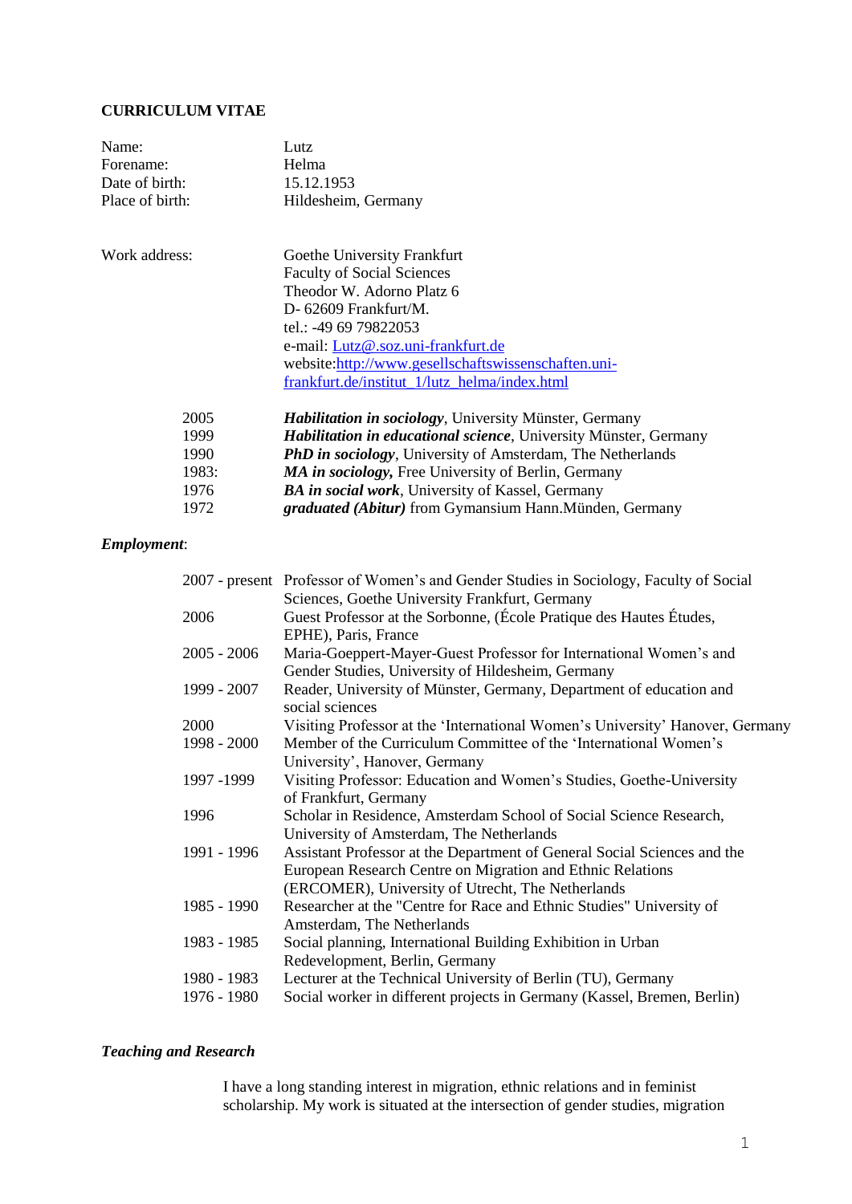# CURRICULUM VITAE

| | |
|---|---|
| Name: | Lutz |
| Forename: | Helma |
| Date of birth: | 15.12.1953 |
| Place of birth: | Hildesheim, Germany |

Work address:
Goethe University Frankfurt
Faculty of Social Sciences
Theodor W. Adorno Platz 6
D- 62609 Frankfurt/M.
tel.: -49 69 79822053
e-mail: Lutz@.soz.uni-frankfurt.de
website:http://www.gesellschaftswissenschaften.uni-frankfurt.de/institut_1/lutz_helma/index.html

| | |
|---|---|
| 2005 | ***Habilitation in sociology***, University Münster, Germany |
| 1999 | ***Habilitation in educational science***, University Münster, Germany |
| 1990 | ***PhD in sociology***, University of Amsterdam, The Netherlands |
| 1983: | ***MA in sociology,*** Free University of Berlin, Germany |
| 1976 | ***BA in social work***, University of Kassel, Germany |
| 1972 | ***graduated (Abitur)*** from Gymansium Hann.Münden, Germany |

***Employment***:

| | |
|---|---|
| 2007 - present | Professor of Women's and Gender Studies in Sociology, Faculty of Social Sciences, Goethe University Frankfurt, Germany |
| 2006 | Guest Professor at the Sorbonne, (École Pratique des Hautes Études, EPHE), Paris, France |
| 2005 - 2006 | Maria-Goeppert-Mayer-Guest Professor for International Women's and Gender Studies, University of Hildesheim, Germany |
| 1999 - 2007 | Reader, University of Münster, Germany, Department of education and social sciences |
| 2000 | Visiting Professor at the 'International Women's University' Hanover, Germany |
| 1998 - 2000 | Member of the Curriculum Committee of the 'International Women's University', Hanover, Germany |
| 1997 -1999 | Visiting Professor: Education and Women's Studies, Goethe-University of Frankfurt, Germany |
| 1996 | Scholar in Residence, Amsterdam School of Social Science Research, University of Amsterdam, The Netherlands |
| 1991 - 1996 | Assistant Professor at the Department of General Social Sciences and the European Research Centre on Migration and Ethnic Relations (ERCOMER), University of Utrecht, The Netherlands |
| 1985 - 1990 | Researcher at the "Centre for Race and Ethnic Studies" University of Amsterdam, The Netherlands |
| 1983 - 1985 | Social planning, International Building Exhibition in Urban Redevelopment, Berlin, Germany |
| 1980 - 1983 | Lecturer at the Technical University of Berlin (TU), Germany |
| 1976 - 1980 | Social worker in different projects in Germany (Kassel, Bremen, Berlin) |

***Teaching and Research***

I have a long standing interest in migration, ethnic relations and in feminist scholarship. My work is situated at the intersection of gender studies, migration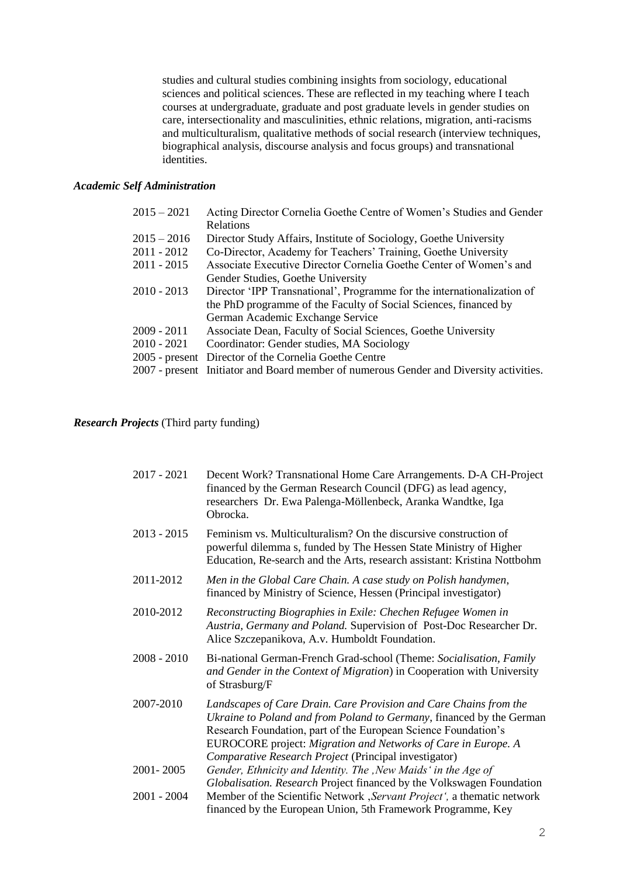studies and cultural studies combining insights from sociology, educational sciences and political sciences. These are reflected in my teaching where I teach courses at undergraduate, graduate and post graduate levels in gender studies on care, intersectionality and masculinities, ethnic relations, migration, anti-racisms and multiculturalism, qualitative methods of social research (interview techniques, biographical analysis, discourse analysis and focus groups) and transnational identities.

***Academic Self Administration***

| | |
|---|---|
| 2015 – 2021 | Acting Director Cornelia Goethe Centre of Women's Studies and Gender Relations |
| 2015 – 2016 | Director Study Affairs, Institute of Sociology, Goethe University |
| 2011 - 2012 | Co-Director, Academy for Teachers' Training, Goethe University |
| 2011 - 2015 | Associate Executive Director Cornelia Goethe Center of Women's and Gender Studies, Goethe University |
| 2010 - 2013 | Director 'IPP Transnational', Programme for the internationalization of the PhD programme of the Faculty of Social Sciences, financed by German Academic Exchange Service |
| 2009 - 2011 | Associate Dean, Faculty of Social Sciences, Goethe University |
| 2010 - 2021 | Coordinator: Gender studies, MA Sociology |
| 2005 - present | Director of the Cornelia Goethe Centre |
| 2007 - present | Initiator and Board member of numerous Gender and Diversity activities. |

***Research Projects*** (Third party funding)

| | |
|---|---|
| 2017 - 2021 | Decent Work? Transnational Home Care Arrangements. D-A CH-Project financed by the German Research Council (DFG) as lead agency, researchers Dr. Ewa Palenga-Möllenbeck, Aranka Wandtke, Iga Obrocka. |
| 2013 - 2015 | Feminism vs. Multiculturalism? On the discursive construction of powerful dilemma s, funded by The Hessen State Ministry of Higher Education, Re-search and the Arts, research assistant: Kristina Nottbohm |
| 2011-2012 | *Men in the Global Care Chain. A case study on Polish handymen*, financed by Ministry of Science, Hessen (Principal investigator) |
| 2010-2012 | *Reconstructing Biographies in Exile: Chechen Refugee Women in Austria, Germany and Poland.* Supervision of Post-Doc Researcher Dr. Alice Szczepanikova, A.v. Humboldt Foundation. |
| 2008 - 2010 | Bi-national German-French Grad-school (Theme: *Socialisation, Family and Gender in the Context of Migration*) in Cooperation with University of Strasburg/F |
| 2007-2010 | *Landscapes of Care Drain. Care Provision and Care Chains from the Ukraine to Poland and from Poland to Germany*, financed by the German Research Foundation, part of the European Science Foundation's EUROCORE project: *Migration and Networks of Care in Europe. A Comparative Research Project* (Principal investigator) |
| 2001- 2005 | *Gender, Ethnicity and Identity. The ,New Maids' in the Age of Globalisation. Research* Project financed by the Volkswagen Foundation |
| 2001 - 2004 | Member of the Scientific Network ,*Servant Project',* a thematic network financed by the European Union, 5th Framework Programme, Key |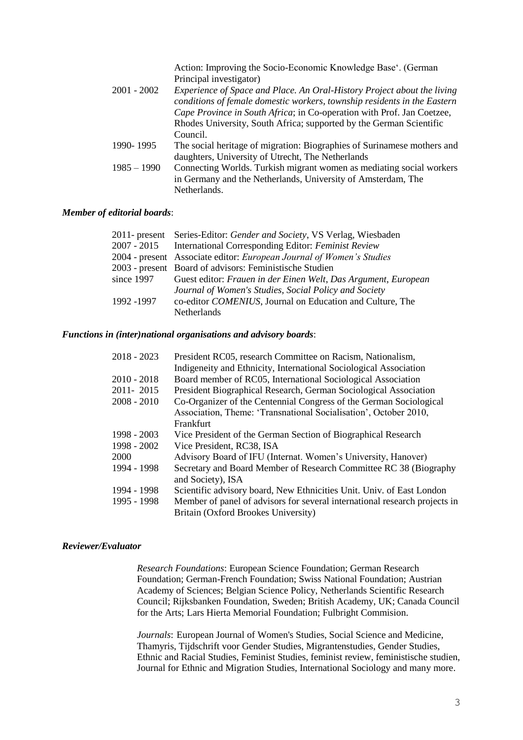| | |
|---|---|
| | Action: Improving the Socio-Economic Knowledge Base‘. (German Principal investigator) |
| 2001 - 2002 | *Experience of Space and Place. An Oral-History Project about the living conditions of female domestic workers, township residents in the Eastern Cape Province in South Africa*; in Co-operation with Prof. Jan Coetzee, Rhodes University, South Africa; supported by the German Scientific Council. |
| 1990- 1995 | The social heritage of migration: Biographies of Surinamese mothers and daughters, University of Utrecht, The Netherlands |
| 1985 – 1990 | Connecting Worlds. Turkish migrant women as mediating social workers in Germany and the Netherlands, University of Amsterdam, The Netherlands. |

***Member of editorial boards***:

| | |
|---|---|
| 2011- present | Series-Editor: *Gender and Society*, VS Verlag, Wiesbaden |
| 2007 - 2015 | International Corresponding Editor: *Feminist Review* |
| 2004 - present | Associate editor: *European Journal of Women's Studies* |
| 2003 - present | Board of advisors: Feministische Studien |
| since 1997 | Guest editor: *Frauen in der Einen Welt*, *Das Argument*, *European Journal of Women's Studies*, *Social Policy and Society* |
| 1992 -1997 | co-editor *COMENIUS*, Journal on Education and Culture, The Netherlands |

***Functions in (inter)national organisations and advisory boards***:

| | |
|---|---|
| 2018 - 2023 | President RC05, research Committee on Racism, Nationalism, Indigeneity and Ethnicity, International Sociological Association |
| 2010 - 2018 | Board member of RC05, International Sociological Association |
| 2011- 2015 | President Biographical Research, German Sociological Association |
| 2008 - 2010 | Co-Organizer of the Centennial Congress of the German Sociological Association, Theme: ‘Transnational Socialisation’, October 2010, Frankfurt |
| 1998 - 2003 | Vice President of the German Section of Biographical Research |
| 1998 - 2002 | Vice President, RC38, ISA |
| 2000 | Advisory Board of IFU (Internat. Women's University, Hanover) |
| 1994 - 1998 | Secretary and Board Member of Research Committee RC 38 (Biography and Society), ISA |
| 1994 - 1998 | Scientific advisory board, New Ethnicities Unit. Univ. of East London |
| 1995 - 1998 | Member of panel of advisors for several international research projects in Britain (Oxford Brookes University) |

***Reviewer/Evaluator***

*Research Foundations*: European Science Foundation; German Research Foundation; German-French Foundation; Swiss National Foundation; Austrian Academy of Sciences; Belgian Science Policy, Netherlands Scientific Research Council; Rijksbanken Foundation, Sweden; British Academy, UK; Canada Council for the Arts; Lars Hierta Memorial Foundation; Fulbright Commision.

*Journals*: European Journal of Women's Studies, Social Science and Medicine, Thamyris, Tijdschrift voor Gender Studies, Migrantenstudies, Gender Studies, Ethnic and Racial Studies, Feminist Studies, feminist review, feministische studien, Journal for Ethnic and Migration Studies, International Sociology and many more.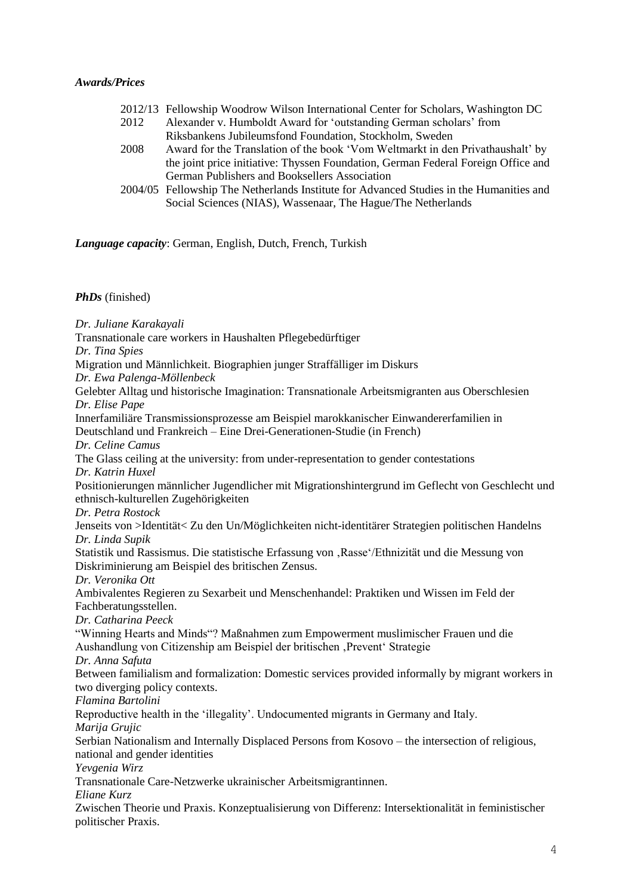***Awards/Prices***

- 2012/13 Fellowship Woodrow Wilson International Center for Scholars, Washington DC
- 2012 Alexander v. Humboldt Award for 'outstanding German scholars' from Riksbankens Jubileumsfond Foundation, Stockholm, Sweden
- 2008 Award for the Translation of the book 'Vom Weltmarkt in den Privathaushalt' by the joint price initiative: Thyssen Foundation, German Federal Foreign Office and German Publishers and Booksellers Association
- 2004/05 Fellowship The Netherlands Institute for Advanced Studies in the Humanities and Social Sciences (NIAS), Wassenaar, The Hague/The Netherlands

***Language capacity***: German, English, Dutch, French, Turkish

***PhDs*** (finished)

*Dr. Juliane Karakayali*
Transnationale care workers in Haushalten Pflegebedürftiger
*Dr. Tina Spies*
Migration und Männlichkeit. Biographien junger Straffälliger im Diskurs
*Dr. Ewa Palenga-Möllenbeck*
Gelebter Alltag und historische Imagination: Transnationale Arbeitsmigranten aus Oberschlesien
*Dr. Elise Pape*
Innerfamiliäre Transmissionsprozesse am Beispiel marokkanischer Einwandererfamilien in Deutschland und Frankreich – Eine Drei-Generationen-Studie (in French)
*Dr. Celine Camus*
The Glass ceiling at the university: from under-representation to gender contestations
*Dr. Katrin Huxel*
Positionierungen männlicher Jugendlicher mit Migrationshintergrund im Geflecht von Geschlecht und ethnisch-kulturellen Zugehörigkeiten
*Dr. Petra Rostock*
Jenseits von >Identität< Zu den Un/Möglichkeiten nicht-identitärer Strategien politischen Handelns
*Dr. Linda Supik*
Statistik und Rassismus. Die statistische Erfassung von ‚Rasse'/Ethnizität und die Messung von Diskriminierung am Beispiel des britischen Zensus.
*Dr. Veronika Ott*
Ambivalentes Regieren zu Sexarbeit und Menschenhandel: Praktiken und Wissen im Feld der Fachberatungsstellen.
*Dr. Catharina Peeck*
"Winning Hearts and Minds"? Maßnahmen zum Empowerment muslimischer Frauen und die Aushandlung von Citizenship am Beispiel der britischen ‚Prevent' Strategie
*Dr. Anna Safuta*
Between familialism and formalization: Domestic services provided informally by migrant workers in two diverging policy contexts.
*Flamina Bartolini*
Reproductive health in the 'illegality'. Undocumented migrants in Germany and Italy.
*Marija Grujic*
Serbian Nationalism and Internally Displaced Persons from Kosovo – the intersection of religious, national and gender identities
*Yevgenia Wirz*
Transnationale Care-Netzwerke ukrainischer Arbeitsmigrantinnen.
*Eliane Kurz*
Zwischen Theorie und Praxis. Konzeptualisierung von Differenz: Intersektionalität in feministischer politischer Praxis.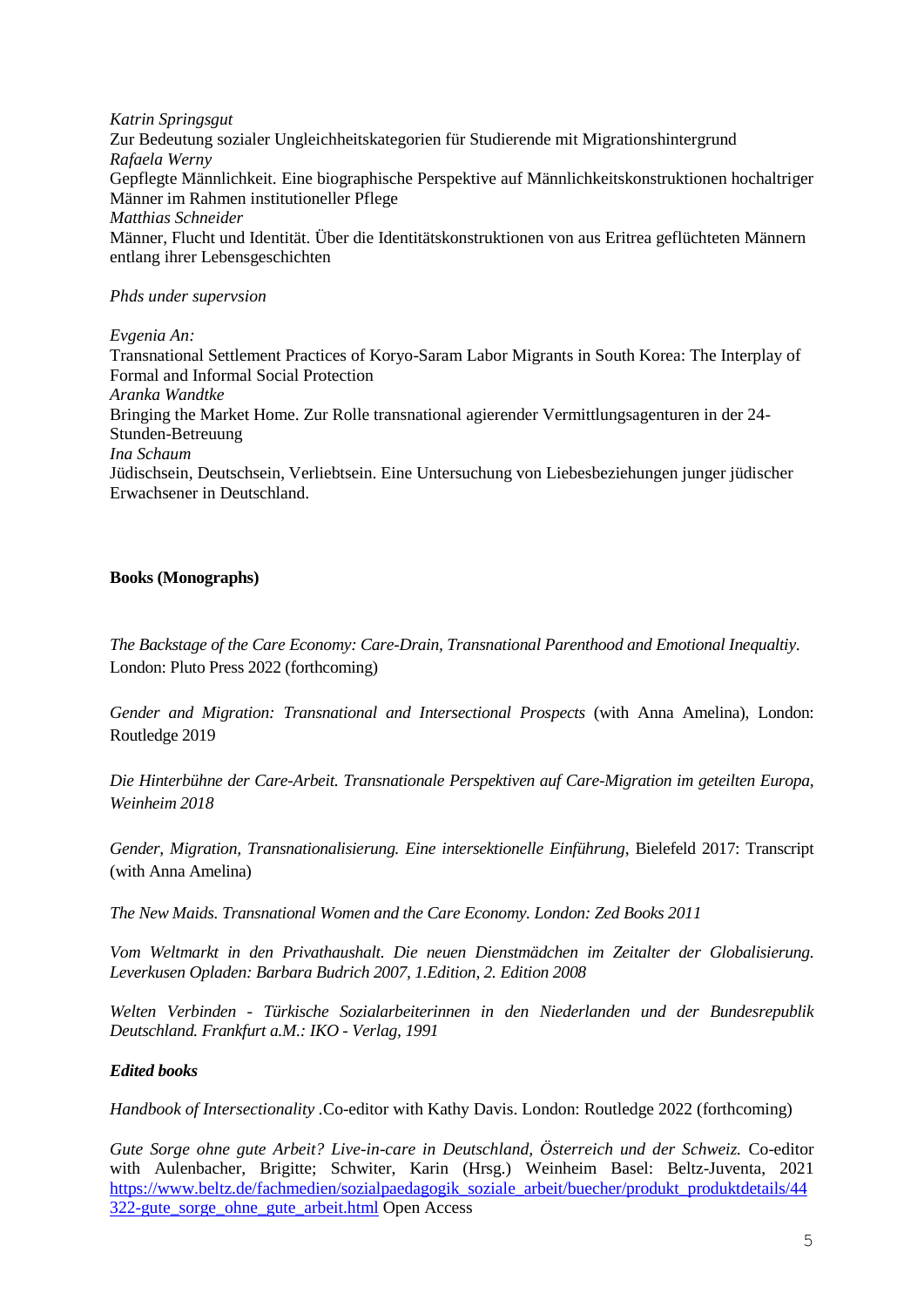*Katrin Springsgut*
Zur Bedeutung sozialer Ungleichheitskategorien für Studierende mit Migrationshintergrund
*Rafaela Werny*
Gepflegte Männlichkeit. Eine biographische Perspektive auf Männlichkeitskonstruktionen hochaltriger Männer im Rahmen institutioneller Pflege
*Matthias Schneider*
Männer, Flucht und Identität. Über die Identitätskonstruktionen von aus Eritrea geflüchteten Männern entlang ihrer Lebensgeschichten

*Phds under supervsion*

*Evgenia An:*
Transnational Settlement Practices of Koryo-Saram Labor Migrants in South Korea: The Interplay of Formal and Informal Social Protection
*Aranka Wandtke*
Bringing the Market Home. Zur Rolle transnational agierender Vermittlungsagenturen in der 24-Stunden-Betreuung
*Ina Schaum*
Jüdischsein, Deutschsein, Verliebtsein. Eine Untersuchung von Liebesbeziehungen junger jüdischer Erwachsener in Deutschland.

**Books (Monographs)**

*The Backstage of the Care Economy: Care-Drain, Transnational Parenthood and Emotional Inequaltiy.* London: Pluto Press 2022 (forthcoming)

*Gender and Migration: Transnational and Intersectional Prospects* (with Anna Amelina), London: Routledge 2019

*Die Hinterbühne der Care-Arbeit. Transnationale Perspektiven auf Care-Migration im geteilten Europa, Weinheim 2018*

*Gender, Migration, Transnationalisierung. Eine intersektionelle Einführung*, Bielefeld 2017: Transcript (with Anna Amelina)

*The New Maids. Transnational Women and the Care Economy. London: Zed Books 2011*

*Vom Weltmarkt in den Privathaushalt. Die neuen Dienstmädchen im Zeitalter der Globalisierung. Leverkusen Opladen: Barbara Budrich 2007, 1.Edition, 2. Edition 2008*

*Welten Verbinden - Türkische Sozialarbeiterinnen in den Niederlanden und der Bundesrepublik Deutschland. Frankfurt a.M.: IKO - Verlag, 1991*

***Edited books***

*Handbook of Intersectionality* .Co-editor with Kathy Davis. London: Routledge 2022 (forthcoming)

*Gute Sorge ohne gute Arbeit? Live-in-care in Deutschland, Österreich und der Schweiz.* Co-editor with Aulenbacher, Brigitte; Schwiter, Karin (Hrsg.) Weinheim Basel: Beltz-Juventa, 2021 https://www.beltz.de/fachmedien/sozialpaedagogik_soziale_arbeit/buecher/produkt_produktdetails/44322-gute_sorge_ohne_gute_arbeit.html Open Access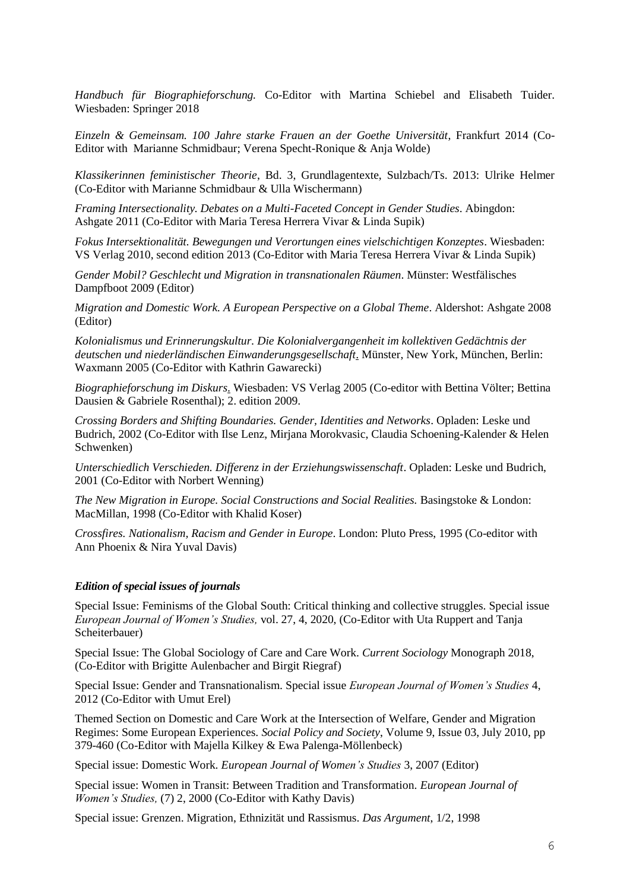*Handbuch für Biographieforschung.* Co-Editor with Martina Schiebel and Elisabeth Tuider. Wiesbaden: Springer 2018

*Einzeln & Gemeinsam. 100 Jahre starke Frauen an der Goethe Universität*, Frankfurt 2014 (Co-Editor with Marianne Schmidbaur; Verena Specht-Ronique & Anja Wolde)

*Klassikerinnen feministischer Theorie*, Bd. 3, Grundlagentexte, Sulzbach/Ts. 2013: Ulrike Helmer (Co-Editor with Marianne Schmidbaur & Ulla Wischermann)

*Framing Intersectionality. Debates on a Multi-Faceted Concept in Gender Studies*. Abingdon: Ashgate 2011 (Co-Editor with Maria Teresa Herrera Vivar & Linda Supik)

*Fokus Intersektionalität. Bewegungen und Verortungen eines vielschichtigen Konzeptes*. Wiesbaden: VS Verlag 2010, second edition 2013 (Co-Editor with Maria Teresa Herrera Vivar & Linda Supik)

*Gender Mobil? Geschlecht und Migration in transnationalen Räumen*. Münster: Westfälisches Dampfboot 2009 (Editor)

*Migration and Domestic Work. A European Perspective on a Global Theme*. Aldershot: Ashgate 2008 (Editor)

*Kolonialismus und Erinnerungskultur. Die Kolonialvergangenheit im kollektiven Gedächtnis der deutschen und niederländischen Einwanderungsgesellschaft*. Münster, New York, München, Berlin: Waxmann 2005 (Co-Editor with Kathrin Gawarecki)

*Biographieforschung im Diskurs*. Wiesbaden: VS Verlag 2005 (Co-editor with Bettina Völter; Bettina Dausien & Gabriele Rosenthal); 2. edition 2009.

*Crossing Borders and Shifting Boundaries. Gender, Identities and Networks*. Opladen: Leske und Budrich, 2002 (Co-Editor with Ilse Lenz, Mirjana Morokvasic, Claudia Schoening-Kalender & Helen Schwenken)

*Unterschiedlich Verschieden. Differenz in der Erziehungswissenschaft*. Opladen: Leske und Budrich, 2001 (Co-Editor with Norbert Wenning)

*The New Migration in Europe. Social Constructions and Social Realities.* Basingstoke & London: MacMillan, 1998 (Co-Editor with Khalid Koser)

*Crossfires. Nationalism, Racism and Gender in Europe*. London: Pluto Press, 1995 (Co-editor with Ann Phoenix & Nira Yuval Davis)

### *Edition of special issues of journals*

Special Issue: Feminisms of the Global South: Critical thinking and collective struggles. Special issue *European Journal of Women's Studies,* vol. 27, 4, 2020, (Co-Editor with Uta Ruppert and Tanja Scheiterbauer)

Special Issue: The Global Sociology of Care and Care Work. *Current Sociology* Monograph 2018, (Co-Editor with Brigitte Aulenbacher and Birgit Riegraf)

Special Issue: Gender and Transnationalism. Special issue *European Journal of Women's Studies* 4, 2012 (Co-Editor with Umut Erel)

Themed Section on Domestic and Care Work at the Intersection of Welfare, Gender and Migration Regimes: Some European Experiences. *Social Policy and Society*, Volume 9, Issue 03, July 2010, pp 379-460 (Co-Editor with Majella Kilkey & Ewa Palenga-Möllenbeck)

Special issue: Domestic Work. *European Journal of Women's Studies* 3, 2007 (Editor)

Special issue: Women in Transit: Between Tradition and Transformation. *European Journal of Women's Studies,* (7) 2, 2000 (Co-Editor with Kathy Davis)

Special issue: Grenzen. Migration, Ethnizität und Rassismus. *Das Argument*, 1/2, 1998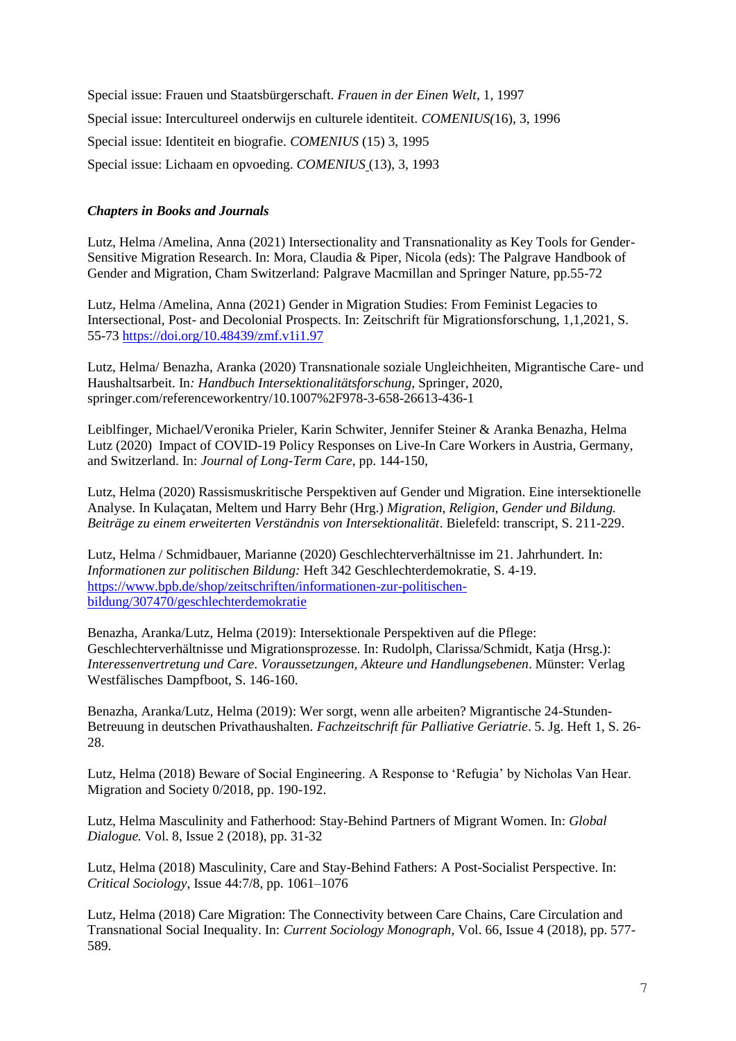Special issue: Frauen und Staatsbürgerschaft. *Frauen in der Einen Welt*, 1, 1997

Special issue: Intercultureel onderwijs en culturele identiteit. *COMENIUS*(16), 3, 1996

Special issue: Identiteit en biografie. *COMENIUS* (15) 3, 1995

Special issue: Lichaam en opvoeding. *COMENIUS* (13), 3, 1993

***Chapters in Books and Journals***

Lutz, Helma /Amelina, Anna (2021) Intersectionality and Transnationality as Key Tools for Gender-Sensitive Migration Research. In: Mora, Claudia & Piper, Nicola (eds): The Palgrave Handbook of Gender and Migration, Cham Switzerland: Palgrave Macmillan and Springer Nature, pp.55-72

Lutz, Helma /Amelina, Anna (2021) Gender in Migration Studies: From Feminist Legacies to Intersectional, Post- and Decolonial Prospects. In: Zeitschrift für Migrationsforschung, 1,1,2021, S. 55-73 https://doi.org/10.48439/zmf.v1i1.97

Lutz, Helma/ Benazha, Aranka (2020) Transnationale soziale Ungleichheiten, Migrantische Care- und Haushaltsarbeit. In*: Handbuch Intersektionalitätsforschung*, Springer, 2020, springer.com/referenceworkentry/10.1007%2F978-3-658-26613-436-1

Leiblfinger, Michael/Veronika Prieler, Karin Schwiter, Jennifer Steiner & Aranka Benazha, Helma Lutz (2020) Impact of COVID-19 Policy Responses on Live-In Care Workers in Austria, Germany, and Switzerland. In: *Journal of Long-Term Care*, pp. 144-150,

Lutz, Helma (2020) Rassismuskritische Perspektiven auf Gender und Migration. Eine intersektionelle Analyse. In Kulaçatan, Meltem und Harry Behr (Hrg.) *Migration, Religion, Gender und Bildung. Beiträge zu einem erweiterten Verständnis von Intersektionalität*. Bielefeld: transcript, S. 211-229.

Lutz, Helma / Schmidbauer, Marianne (2020) Geschlechterverhältnisse im 21. Jahrhundert. In: *Informationen zur politischen Bildung:* Heft 342 Geschlechterdemokratie, S. 4-19. https://www.bpb.de/shop/zeitschriften/informationen-zur-politischen-bildung/307470/geschlechterdemokratie

Benazha, Aranka/Lutz, Helma (2019): Intersektionale Perspektiven auf die Pflege: Geschlechterverhältnisse und Migrationsprozesse. In: Rudolph, Clarissa/Schmidt, Katja (Hrsg.): *Interessenvertretung und Care. Voraussetzungen, Akteure und Handlungsebenen*. Münster: Verlag Westfälisches Dampfboot, S. 146-160.

Benazha, Aranka/Lutz, Helma (2019): Wer sorgt, wenn alle arbeiten? Migrantische 24-Stunden-Betreuung in deutschen Privathaushalten. *Fachzeitschrift für Palliative Geriatrie*. 5. Jg. Heft 1, S. 26-28.

Lutz, Helma (2018) Beware of Social Engineering. A Response to 'Refugia' by Nicholas Van Hear. Migration and Society 0/2018, pp. 190-192.

Lutz, Helma Masculinity and Fatherhood: Stay-Behind Partners of Migrant Women. In: *Global Dialogue.* Vol. 8, Issue 2 (2018), pp. 31-32

Lutz, Helma (2018) Masculinity, Care and Stay-Behind Fathers: A Post-Socialist Perspective. In: *Critical Sociology*, Issue 44:7/8, pp. 1061–1076

Lutz, Helma (2018) Care Migration: The Connectivity between Care Chains, Care Circulation and Transnational Social Inequality. In: *Current Sociology Monograph,* Vol. 66, Issue 4 (2018), pp. 577-589.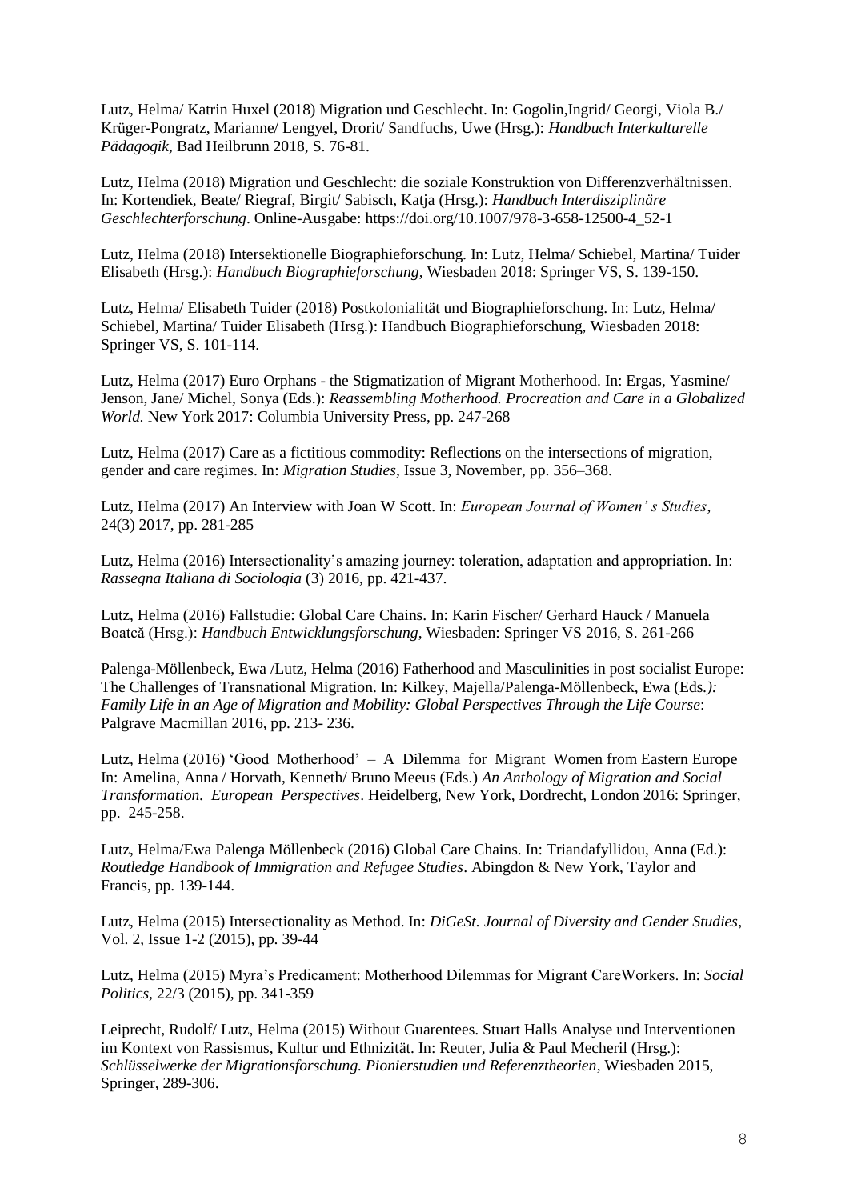Lutz, Helma/ Katrin Huxel (2018) Migration und Geschlecht. In: Gogolin,Ingrid/ Georgi, Viola B./ Krüger-Pongratz, Marianne/ Lengyel, Drorit/ Sandfuchs, Uwe (Hrsg.): *Handbuch Interkulturelle Pädagogik*, Bad Heilbrunn 2018, S. 76-81.

Lutz, Helma (2018) Migration und Geschlecht: die soziale Konstruktion von Differenzverhältnissen. In: Kortendiek, Beate/ Riegraf, Birgit/ Sabisch, Katja (Hrsg.): *Handbuch Interdisziplinäre Geschlechterforschung*. Online-Ausgabe: https://doi.org/10.1007/978-3-658-12500-4_52-1

Lutz, Helma (2018) Intersektionelle Biographieforschung. In: Lutz, Helma/ Schiebel, Martina/ Tuider Elisabeth (Hrsg.): *Handbuch Biographieforschung*, Wiesbaden 2018: Springer VS, S. 139-150.

Lutz, Helma/ Elisabeth Tuider (2018) Postkolonialität und Biographieforschung. In: Lutz, Helma/ Schiebel, Martina/ Tuider Elisabeth (Hrsg.): Handbuch Biographieforschung, Wiesbaden 2018: Springer VS, S. 101-114.

Lutz, Helma (2017) Euro Orphans - the Stigmatization of Migrant Motherhood. In: Ergas, Yasmine/ Jenson, Jane/ Michel, Sonya (Eds.): *Reassembling Motherhood. Procreation and Care in a Globalized World.* New York 2017: Columbia University Press, pp. 247-268

Lutz, Helma (2017) Care as a fictitious commodity: Reflections on the intersections of migration, gender and care regimes. In: *Migration Studies*, Issue 3, November, pp. 356–368.

Lutz, Helma (2017) An Interview with Joan W Scott. In: *European Journal of Women' s Studies*, 24(3) 2017, pp. 281-285

Lutz, Helma (2016) Intersectionality's amazing journey: toleration, adaptation and appropriation. In: *Rassegna Italiana di Sociologia* (3) 2016, pp. 421-437.

Lutz, Helma (2016) Fallstudie: Global Care Chains. In: Karin Fischer/ Gerhard Hauck / Manuela Boatcă (Hrsg.): *Handbuch Entwicklungsforschung*, Wiesbaden: Springer VS 2016, S. 261-266

Palenga-Möllenbeck, Ewa /Lutz, Helma (2016) Fatherhood and Masculinities in post socialist Europe: The Challenges of Transnational Migration. In: Kilkey, Majella/Palenga-Möllenbeck, Ewa (Eds*.): Family Life in an Age of Migration and Mobility: Global Perspectives Through the Life Course*: Palgrave Macmillan 2016, pp. 213- 236.

Lutz, Helma (2016) 'Good Motherhood' – A Dilemma for Migrant Women from Eastern Europe In: Amelina, Anna / Horvath, Kenneth/ Bruno Meeus (Eds.) *An Anthology of Migration and Social Transformation. European Perspectives*. Heidelberg, New York, Dordrecht, London 2016: Springer, pp. 245-258.

Lutz, Helma/Ewa Palenga Möllenbeck (2016) Global Care Chains. In: Triandafyllidou, Anna (Ed.): *Routledge Handbook of Immigration and Refugee Studies*. Abingdon & New York, Taylor and Francis, pp. 139-144.

Lutz, Helma (2015) Intersectionality as Method. In: *DiGeSt. Journal of Diversity and Gender Studies*, Vol. 2, Issue 1-2 (2015), pp. 39-44

Lutz, Helma (2015) Myra's Predicament: Motherhood Dilemmas for Migrant CareWorkers. In: *Social Politics*, 22/3 (2015), pp. 341-359

Leiprecht, Rudolf/ Lutz, Helma (2015) Without Guarentees. Stuart Halls Analyse und Interventionen im Kontext von Rassismus, Kultur und Ethnizität. In: Reuter, Julia & Paul Mecheril (Hrsg.): *Schlüsselwerke der Migrationsforschung. Pionierstudien und Referenztheorien*, Wiesbaden 2015, Springer, 289-306.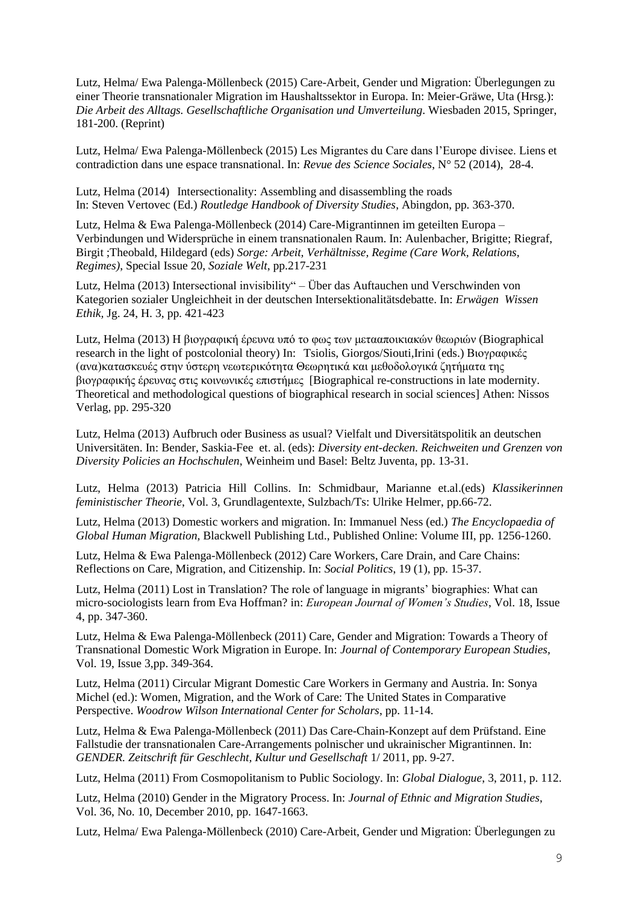Lutz, Helma/ Ewa Palenga-Möllenbeck (2015) Care-Arbeit, Gender und Migration: Überlegungen zu einer Theorie transnationaler Migration im Haushaltssektor in Europa. In: Meier-Gräwe, Uta (Hrsg.): *Die Arbeit des Alltags. Gesellschaftliche Organisation und Umverteilung*. Wiesbaden 2015, Springer, 181-200. (Reprint)

Lutz, Helma/ Ewa Palenga-Möllenbeck (2015) Les Migrantes du Care dans l'Europe divisee. Liens et contradiction dans une espace transnational. In: *Revue des Science Sociales*, N° 52 (2014), 28-4.

Lutz, Helma (2014) Intersectionality: Assembling and disassembling the roads In: Steven Vertovec (Ed.) *Routledge Handbook of Diversity Studies*, Abingdon, pp. 363-370.

Lutz, Helma & Ewa Palenga-Möllenbeck (2014) Care-Migrantinnen im geteilten Europa – Verbindungen und Widersprüche in einem transnationalen Raum. In: Aulenbacher, Brigitte; Riegraf, Birgit ;Theobald, Hildegard (eds) *Sorge: Arbeit, Verhältnisse, Regime (Care Work, Relations, Regimes)*, Special Issue 20, *Soziale Welt*, pp.217-231

Lutz, Helma (2013) Intersectional invisibility" – Über das Auftauchen und Verschwinden von Kategorien sozialer Ungleichheit in der deutschen Intersektionalitätsdebatte. In: *Erwägen Wissen Ethik*, Jg. 24, H. 3, pp. 421-423

Lutz, Helma (2013) Η βιογραφική έρευνα υπό το φως των μετααποικιακών θεωριών (Biographical research in the light of postcolonial theory) In: Tsiolis, Giorgos/Siouti,Irini (eds.) Βιογραφικές (ανα)κατασκευές στην ύστερη νεωτερικότητα Θεωρητικά και μεθοδολογικά ζητήματα της βιογραφικής έρευνας στις κοινωνικές επιστήμες [Biographical re-constructions in late modernity. Theoretical and methodological questions of biographical research in social sciences] Athen: Nissos Verlag, pp. 295-320

Lutz, Helma (2013) Aufbruch oder Business as usual? Vielfalt und Diversitätspolitik an deutschen Universitäten. In: Bender, Saskia-Fee et. al. (eds): *Diversity ent-decken. Reichweiten und Grenzen von Diversity Policies an Hochschulen*, Weinheim und Basel: Beltz Juventa, pp. 13-31.

Lutz, Helma (2013) Patricia Hill Collins. In: Schmidbaur, Marianne et.al.(eds) *Klassikerinnen feministischer Theorie*, Vol. 3, Grundlagentexte, Sulzbach/Ts: Ulrike Helmer, pp.66-72.

Lutz, Helma (2013) Domestic workers and migration. In: Immanuel Ness (ed.) *The Encyclopaedia of Global Human Migration,* Blackwell Publishing Ltd., Published Online: Volume III, pp. 1256-1260.

Lutz, Helma & Ewa Palenga-Möllenbeck (2012) Care Workers, Care Drain, and Care Chains: Reflections on Care, Migration, and Citizenship. In: *Social Politics*, 19 (1), pp. 15-37.

Lutz, Helma (2011) Lost in Translation? The role of language in migrants' biographies: What can micro-sociologists learn from Eva Hoffman? in: *European Journal of Women's Studies*, Vol. 18, Issue 4, pp. 347-360.

Lutz, Helma & Ewa Palenga-Möllenbeck (2011) Care, Gender and Migration: Towards a Theory of Transnational Domestic Work Migration in Europe. In: *Journal of Contemporary European Studies*, Vol. 19, Issue 3,pp. 349-364.

Lutz, Helma (2011) Circular Migrant Domestic Care Workers in Germany and Austria. In: Sonya Michel (ed.): Women, Migration, and the Work of Care: The United States in Comparative Perspective. *Woodrow Wilson International Center for Scholars*, pp. 11-14.

Lutz, Helma & Ewa Palenga-Möllenbeck (2011) Das Care-Chain-Konzept auf dem Prüfstand. Eine Fallstudie der transnationalen Care-Arrangements polnischer und ukrainischer Migrantinnen. In: *GENDER. Zeitschrift für Geschlecht, Kultur und Gesellschaft* 1/ 2011, pp. 9-27.

Lutz, Helma (2011) From Cosmopolitanism to Public Sociology. In: *Global Dialogue*, 3, 2011, p. 112.

Lutz, Helma (2010) Gender in the Migratory Process. In: *Journal of Ethnic and Migration Studies*, Vol. 36, No. 10, December 2010, pp. 1647-1663.

Lutz, Helma/ Ewa Palenga-Möllenbeck (2010) Care-Arbeit, Gender und Migration: Überlegungen zu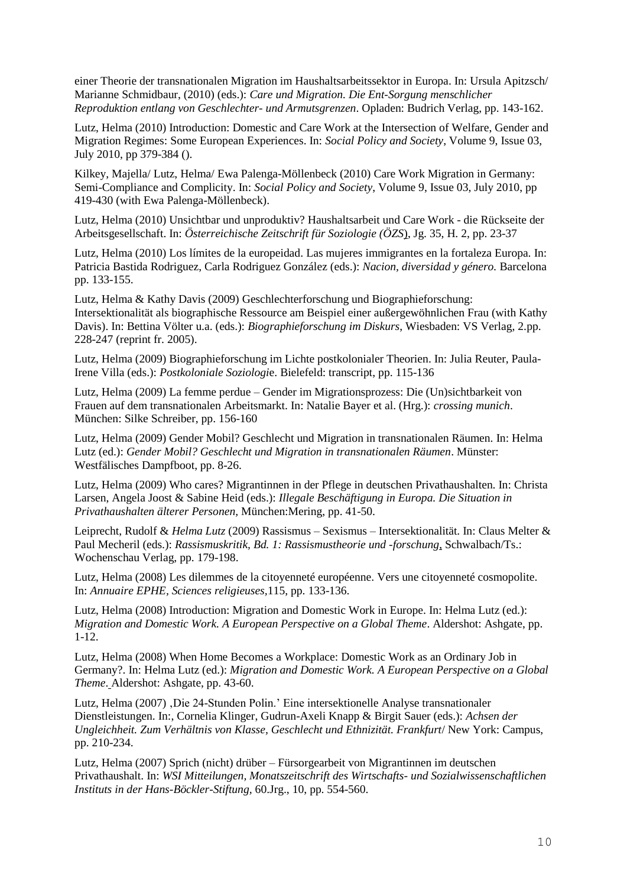einer Theorie der transnationalen Migration im Haushaltsarbeitssektor in Europa. In: Ursula Apitzsch/ Marianne Schmidbaur, (2010) (eds.): *Care und Migration. Die Ent-Sorgung menschlicher Reproduktion entlang von Geschlechter- und Armutsgrenzen*. Opladen: Budrich Verlag, pp. 143-162.

Lutz, Helma (2010) Introduction: Domestic and Care Work at the Intersection of Welfare, Gender and Migration Regimes: Some European Experiences. In: *Social Policy and Society*, Volume 9, Issue 03, July 2010, pp 379-384 ().

Kilkey, Majella/ Lutz, Helma/ Ewa Palenga-Möllenbeck (2010) Care Work Migration in Germany: Semi-Compliance and Complicity. In: *Social Policy and Society*, Volume 9, Issue 03, July 2010, pp 419-430 (with Ewa Palenga-Möllenbeck).

Lutz, Helma (2010) Unsichtbar und unproduktiv? Haushaltsarbeit und Care Work - die Rückseite der Arbeitsgesellschaft. In: *Österreichische Zeitschrift für Soziologie (ÖZS*), Jg. 35, H. 2, pp. 23-37

Lutz, Helma (2010) Los límites de la europeidad. Las mujeres immigrantes en la fortaleza Europa. In: Patricia Bastida Rodriguez, Carla Rodriguez González (eds.): *Nacion, diversidad y género.* Barcelona pp. 133-155.

Lutz, Helma & Kathy Davis (2009) Geschlechterforschung und Biographieforschung: Intersektionalität als biographische Ressource am Beispiel einer außergewöhnlichen Frau (with Kathy Davis). In: Bettina Völter u.a. (eds.): *Biographieforschung im Diskurs*, Wiesbaden: VS Verlag, 2.pp. 228-247 (reprint fr. 2005).

Lutz, Helma (2009) Biographieforschung im Lichte postkolonialer Theorien. In: Julia Reuter, Paula-Irene Villa (eds.): *Postkoloniale Soziologi*e. Bielefeld: transcript, pp. 115-136

Lutz, Helma (2009) La femme perdue – Gender im Migrationsprozess: Die (Un)sichtbarkeit von Frauen auf dem transnationalen Arbeitsmarkt. In: Natalie Bayer et al. (Hrg.): *crossing munich*. München: Silke Schreiber, pp. 156-160

Lutz, Helma (2009) Gender Mobil? Geschlecht und Migration in transnationalen Räumen. In: Helma Lutz (ed.): *Gender Mobil? Geschlecht und Migration in transnationalen Räumen*. Münster: Westfälisches Dampfboot, pp. 8-26.

Lutz, Helma (2009) Who cares? Migrantinnen in der Pflege in deutschen Privathaushalten. In: Christa Larsen, Angela Joost & Sabine Heid (eds.): *Illegale Beschäftigung in Europa. Die Situation in Privathaushalten älterer Personen,* München:Mering, pp. 41-50.

Leiprecht, Rudolf & *Helma Lutz* (2009) Rassismus – Sexismus – Intersektionalität. In: Claus Melter & Paul Mecheril (eds.): *Rassismuskritik, Bd. 1: Rassismustheorie und -forschung*, Schwalbach/Ts.: Wochenschau Verlag, pp. 179-198.

Lutz, Helma (2008) Les dilemmes de la citoyenneté européenne. Vers une citoyenneté cosmopolite. In: *Annuaire EPHE, Sciences religieuses,*115, pp. 133-136.

Lutz, Helma (2008) Introduction: Migration and Domestic Work in Europe. In: Helma Lutz (ed.): *Migration and Domestic Work. A European Perspective on a Global Theme*. Aldershot: Ashgate, pp. 1-12.

Lutz, Helma (2008) When Home Becomes a Workplace: Domestic Work as an Ordinary Job in Germany?. In: Helma Lutz (ed.): *Migration and Domestic Work. A European Perspective on a Global Theme*. Aldershot: Ashgate, pp. 43-60.

Lutz, Helma (2007) ‚Die 24-Stunden Polin.' Eine intersektionelle Analyse transnationaler Dienstleistungen. In:, Cornelia Klinger, Gudrun-Axeli Knapp & Birgit Sauer (eds.): *Achsen der Ungleichheit. Zum Verhältnis von Klasse, Geschlecht und Ethnizität. Frankfurt*/ New York: Campus, pp. 210-234.

Lutz, Helma (2007) Sprich (nicht) drüber – Fürsorgearbeit von Migrantinnen im deutschen Privathaushalt. In: *WSI Mitteilungen, Monatszeitschrift des Wirtschafts- und Sozialwissenschaftlichen Instituts in der Hans-Böckler-Stiftung*, 60.Jrg., 10, pp. 554-560.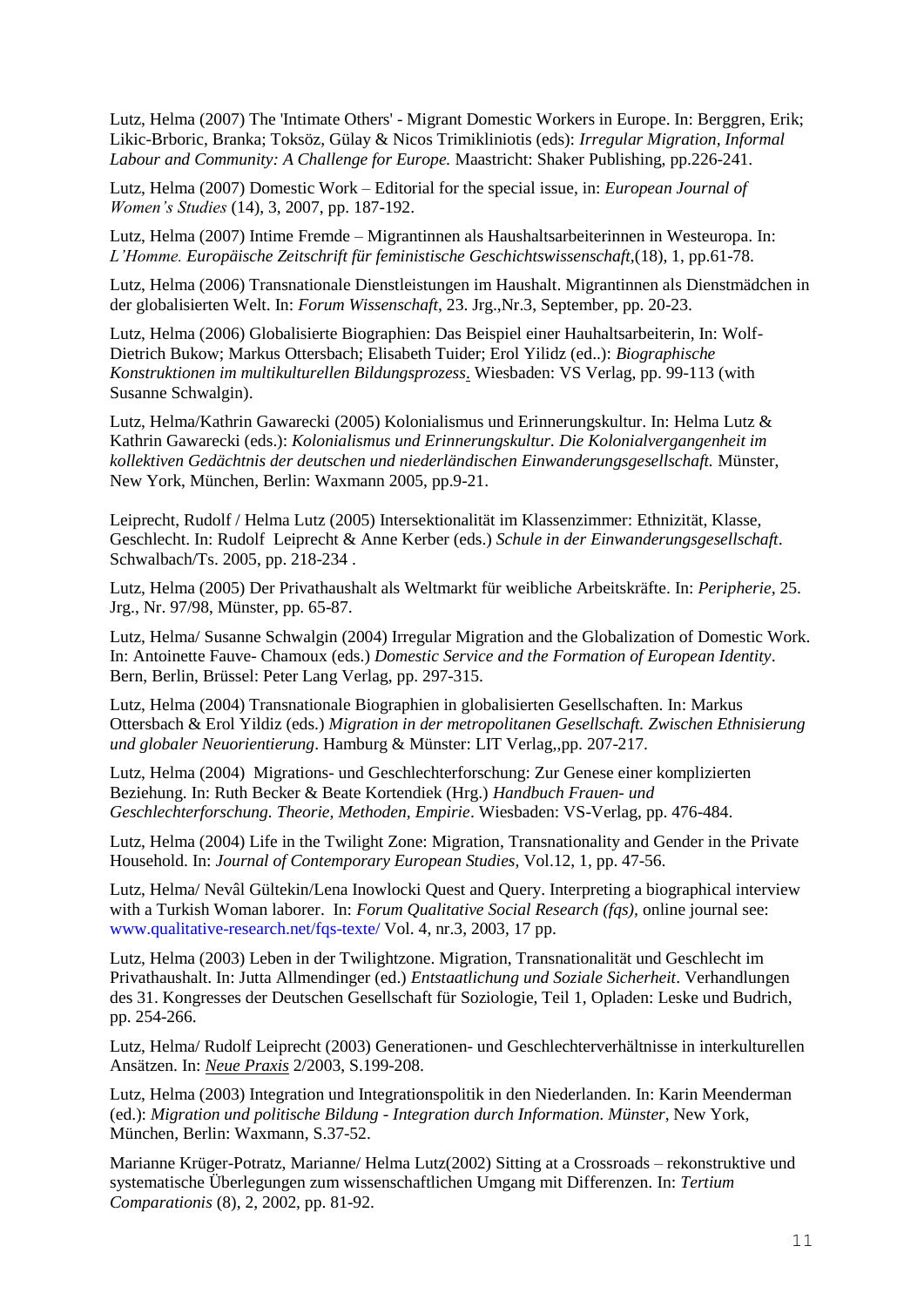Lutz, Helma (2007) The 'Intimate Others' - Migrant Domestic Workers in Europe. In: Berggren, Erik; Likic-Brboric, Branka; Toksöz, Gülay & Nicos Trimikliniotis (eds): *Irregular Migration, Informal Labour and Community: A Challenge for Europe.* Maastricht: Shaker Publishing, pp.226-241.

Lutz, Helma (2007) Domestic Work – Editorial for the special issue, in: *European Journal of Women's Studies* (14), 3, 2007, pp. 187-192.

Lutz, Helma (2007) Intime Fremde – Migrantinnen als Haushaltsarbeiterinnen in Westeuropa. In: *L'Homme. Europäische Zeitschrift für feministische Geschichtswissenschaft,*(18), 1, pp.61-78.

Lutz, Helma (2006) Transnationale Dienstleistungen im Haushalt. Migrantinnen als Dienstmädchen in der globalisierten Welt. In: *Forum Wissenschaft*, 23. Jrg.,Nr.3, September, pp. 20-23.

Lutz, Helma (2006) Globalisierte Biographien: Das Beispiel einer Hauhaltsarbeiterin, In: Wolf-Dietrich Bukow; Markus Ottersbach; Elisabeth Tuider; Erol Yilidz (ed..): *Biographische Konstruktionen im multikulturellen Bildungsprozess*. Wiesbaden: VS Verlag, pp. 99-113 (with Susanne Schwalgin).

Lutz, Helma/Kathrin Gawarecki (2005) Kolonialismus und Erinnerungskultur. In: Helma Lutz & Kathrin Gawarecki (eds.): *Kolonialismus und Erinnerungskultur. Die Kolonialvergangenheit im kollektiven Gedächtnis der deutschen und niederländischen Einwanderungsgesellschaft.* Münster, New York, München, Berlin: Waxmann 2005, pp.9-21.

Leiprecht, Rudolf / Helma Lutz (2005) Intersektionalität im Klassenzimmer: Ethnizität, Klasse, Geschlecht. In: Rudolf Leiprecht & Anne Kerber (eds.) *Schule in der Einwanderungsgesellschaft*. Schwalbach/Ts. 2005, pp. 218-234 .

Lutz, Helma (2005) Der Privathaushalt als Weltmarkt für weibliche Arbeitskräfte. In: *Peripherie*, 25. Jrg., Nr. 97/98, Münster, pp. 65-87.

Lutz, Helma/ Susanne Schwalgin (2004) Irregular Migration and the Globalization of Domestic Work. In: Antoinette Fauve- Chamoux (eds.) *Domestic Service and the Formation of European Identity*. Bern, Berlin, Brüssel: Peter Lang Verlag, pp. 297-315.

Lutz, Helma (2004) Transnationale Biographien in globalisierten Gesellschaften. In: Markus Ottersbach & Erol Yildiz (eds.) *Migration in der metropolitanen Gesellschaft. Zwischen Ethnisierung und globaler Neuorientierung*. Hamburg & Münster: LIT Verlag,,pp. 207-217.

Lutz, Helma (2004) Migrations- und Geschlechterforschung: Zur Genese einer komplizierten Beziehung. In: Ruth Becker & Beate Kortendiek (Hrg.) *Handbuch Frauen- und Geschlechterforschung. Theorie, Methoden, Empirie*. Wiesbaden: VS-Verlag, pp. 476-484.

Lutz, Helma (2004) Life in the Twilight Zone: Migration, Transnationality and Gender in the Private Household. In: *Journal of Contemporary European Studies*, Vol.12, 1, pp. 47-56.

Lutz, Helma/ Nevâl Gültekin/Lena Inowlocki Quest and Query. Interpreting a biographical interview with a Turkish Woman laborer. In: *Forum Qualitative Social Research (fqs)*, online journal see: www.qualitative-research.net/fqs-texte/ Vol. 4, nr.3, 2003, 17 pp.

Lutz, Helma (2003) Leben in der Twilightzone. Migration, Transnationalität und Geschlecht im Privathaushalt. In: Jutta Allmendinger (ed.) *Entstaatlichung und Soziale Sicherheit*. Verhandlungen des 31. Kongresses der Deutschen Gesellschaft für Soziologie, Teil 1, Opladen: Leske und Budrich, pp. 254-266.

Lutz, Helma/ Rudolf Leiprecht (2003) Generationen- und Geschlechterverhältnisse in interkulturellen Ansätzen. In: *Neue Praxis* 2/2003, S.199-208.

Lutz, Helma (2003) Integration und Integrationspolitik in den Niederlanden. In: Karin Meenderman (ed.): *Migration und politische Bildung - Integration durch Information. Münster*, New York, München, Berlin: Waxmann, S.37-52.

Marianne Krüger-Potratz, Marianne/ Helma Lutz(2002) Sitting at a Crossroads – rekonstruktive und systematische Überlegungen zum wissenschaftlichen Umgang mit Differenzen. In: *Tertium Comparationis* (8), 2, 2002, pp. 81-92.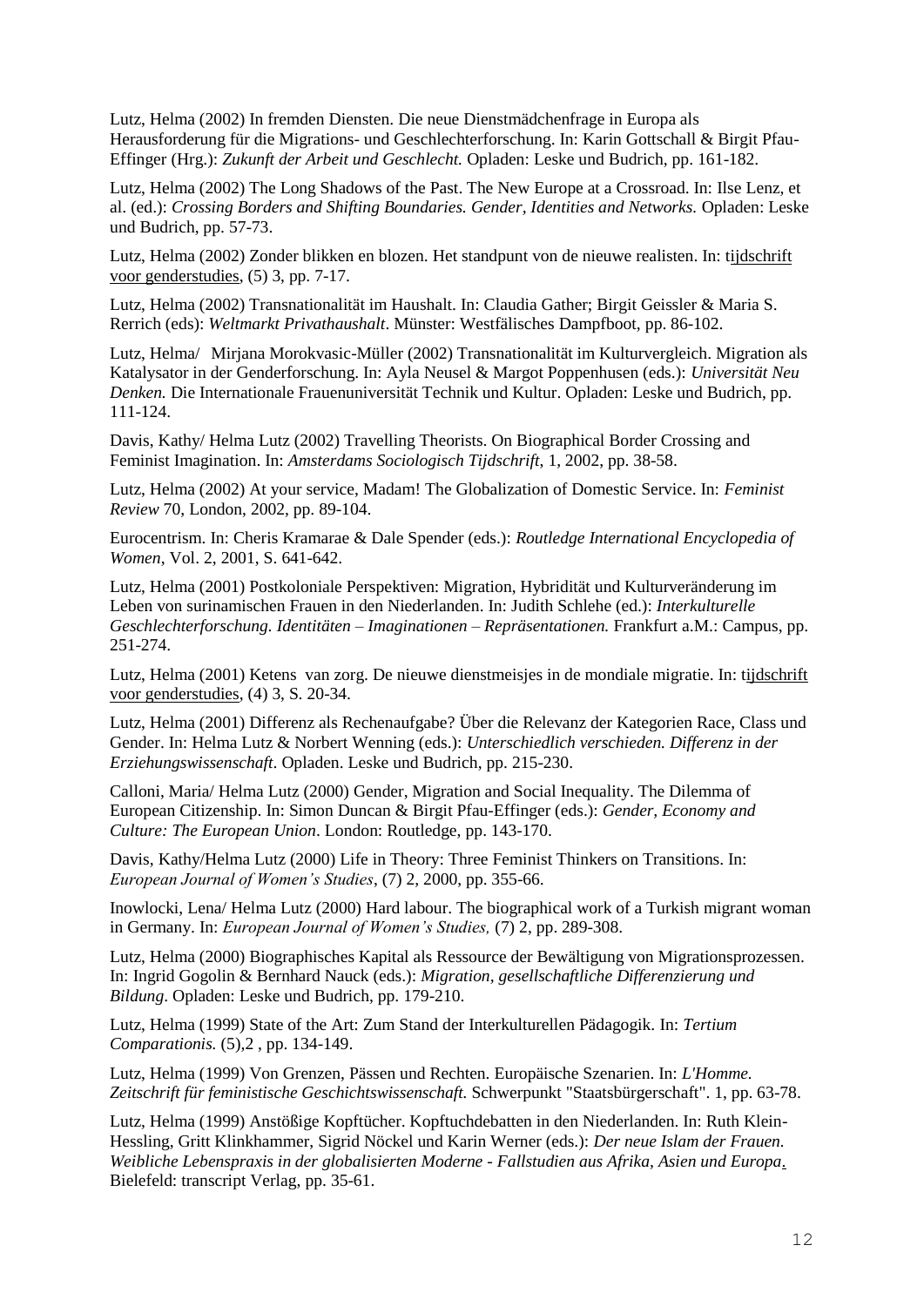Lutz, Helma (2002) In fremden Diensten. Die neue Dienstmädchenfrage in Europa als Herausforderung für die Migrations- und Geschlechterforschung. In: Karin Gottschall & Birgit Pfau-Effinger (Hrg.): *Zukunft der Arbeit und Geschlecht.* Opladen: Leske und Budrich, pp. 161-182.

Lutz, Helma (2002) The Long Shadows of the Past. The New Europe at a Crossroad. In: Ilse Lenz, et al. (ed.): *Crossing Borders and Shifting Boundaries. Gender, Identities and Networks.* Opladen: Leske und Budrich, pp. 57-73.

Lutz, Helma (2002) Zonder blikken en blozen. Het standpunt von de nieuwe realisten. In: tijdschrift voor genderstudies, (5) 3, pp. 7-17.

Lutz, Helma (2002) Transnationalität im Haushalt. In: Claudia Gather; Birgit Geissler & Maria S. Rerrich (eds): *Weltmarkt Privathaushalt*. Münster: Westfälisches Dampfboot, pp. 86-102.

Lutz, Helma/ Mirjana Morokvasic-Müller (2002) Transnationalität im Kulturvergleich. Migration als Katalysator in der Genderforschung. In: Ayla Neusel & Margot Poppenhusen (eds.): *Universität Neu Denken.* Die Internationale Frauenuniversität Technik und Kultur. Opladen: Leske und Budrich, pp. 111-124.

Davis, Kathy/ Helma Lutz (2002) Travelling Theorists. On Biographical Border Crossing and Feminist Imagination. In: *Amsterdams Sociologisch Tijdschrift*, 1, 2002, pp. 38-58.

Lutz, Helma (2002) At your service, Madam! The Globalization of Domestic Service. In: *Feminist Review* 70, London, 2002, pp. 89-104.

Eurocentrism. In: Cheris Kramarae & Dale Spender (eds.): *Routledge International Encyclopedia of Women*, Vol. 2, 2001, S. 641-642.

Lutz, Helma (2001) Postkoloniale Perspektiven: Migration, Hybridität und Kulturveränderung im Leben von surinamischen Frauen in den Niederlanden. In: Judith Schlehe (ed.): *Interkulturelle Geschlechterforschung. Identitäten – Imaginationen – Repräsentationen.* Frankfurt a.M.: Campus, pp. 251-274.

Lutz, Helma (2001) Ketens van zorg. De nieuwe dienstmeisjes in de mondiale migratie. In: tijdschrift voor genderstudies, (4) 3, S. 20-34.

Lutz, Helma (2001) Differenz als Rechenaufgabe? Über die Relevanz der Kategorien Race, Class und Gender. In: Helma Lutz & Norbert Wenning (eds.): *Unterschiedlich verschieden. Differenz in der Erziehungswissenschaft*. Opladen. Leske und Budrich, pp. 215-230.

Calloni, Maria/ Helma Lutz (2000) Gender, Migration and Social Inequality. The Dilemma of European Citizenship. In: Simon Duncan & Birgit Pfau-Effinger (eds.): *Gender, Economy and Culture: The European Union*. London: Routledge, pp. 143-170.

Davis, Kathy/Helma Lutz (2000) Life in Theory: Three Feminist Thinkers on Transitions. In: *European Journal of Women's Studies*, (7) 2, 2000, pp. 355-66.

Inowlocki, Lena/ Helma Lutz (2000) Hard labour. The biographical work of a Turkish migrant woman in Germany. In: *European Journal of Women's Studies,* (7) 2, pp. 289-308.

Lutz, Helma (2000) Biographisches Kapital als Ressource der Bewältigung von Migrationsprozessen. In: Ingrid Gogolin & Bernhard Nauck (eds.): *Migration, gesellschaftliche Differenzierung und Bildung*. Opladen: Leske und Budrich, pp. 179-210.

Lutz, Helma (1999) State of the Art: Zum Stand der Interkulturellen Pädagogik. In: *Tertium Comparationis.* (5),2 , pp. 134-149.

Lutz, Helma (1999) Von Grenzen, Pässen und Rechten. Europäische Szenarien. In: *L'Homme. Zeitschrift für feministische Geschichtswissenschaft.* Schwerpunkt "Staatsbürgerschaft". 1, pp. 63-78.

Lutz, Helma (1999) Anstößige Kopftücher. Kopftuchdebatten in den Niederlanden. In: Ruth Klein-Hessling, Gritt Klinkhammer, Sigrid Nöckel und Karin Werner (eds.): *Der neue Islam der Frauen. Weibliche Lebenspraxis in der globalisierten Moderne - Fallstudien aus Afrika, Asien und Europa.* Bielefeld: transcript Verlag, pp. 35-61.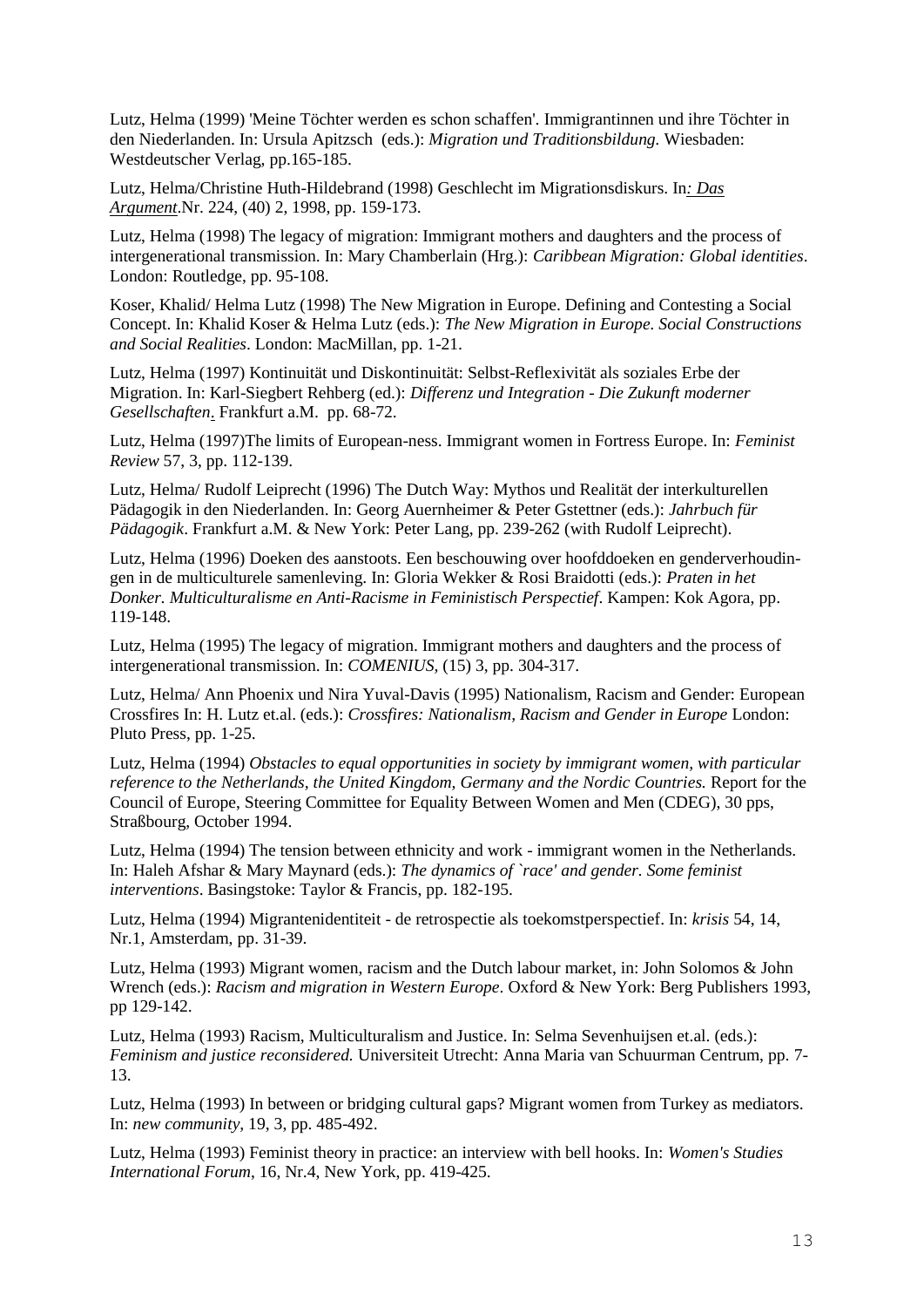Lutz, Helma (1999) 'Meine Töchter werden es schon schaffen'. Immigrantinnen und ihre Töchter in den Niederlanden. In: Ursula Apitzsch (eds.): *Migration und Traditionsbildung*. Wiesbaden: Westdeutscher Verlag, pp.165-185.

Lutz, Helma/Christine Huth-Hildebrand (1998) Geschlecht im Migrationsdiskurs. In*: Das Argument*.Nr. 224, (40) 2, 1998, pp. 159-173.

Lutz, Helma (1998) The legacy of migration: Immigrant mothers and daughters and the process of intergenerational transmission. In: Mary Chamberlain (Hrg.): *Caribbean Migration: Global identities*. London: Routledge, pp. 95-108.

Koser, Khalid/ Helma Lutz (1998) The New Migration in Europe. Defining and Contesting a Social Concept. In: Khalid Koser & Helma Lutz (eds.): *The New Migration in Europe. Social Constructions and Social Realities*. London: MacMillan, pp. 1-21.

Lutz, Helma (1997) Kontinuität und Diskontinuität: Selbst-Reflexivität als soziales Erbe der Migration. In: Karl-Siegbert Rehberg (ed.): *Differenz und Integration - Die Zukunft moderner Gesellschaften*. Frankfurt a.M. pp. 68-72.

Lutz, Helma (1997)The limits of European-ness. Immigrant women in Fortress Europe. In: *Feminist Review* 57, 3, pp. 112-139.

Lutz, Helma/ Rudolf Leiprecht (1996) The Dutch Way: Mythos und Realität der interkulturellen Pädagogik in den Niederlanden. In: Georg Auernheimer & Peter Gstettner (eds.): *Jahrbuch für Pädagogik*. Frankfurt a.M. & New York: Peter Lang, pp. 239-262 (with Rudolf Leiprecht).

Lutz, Helma (1996) Doeken des aanstoots. Een beschouwing over hoofddoeken en genderverhoudingen in de multiculturele samenleving. In: Gloria Wekker & Rosi Braidotti (eds.): *Praten in het Donker. Multiculturalisme en Anti-Racisme in Feministisch Perspectief*. Kampen: Kok Agora, pp. 119-148.

Lutz, Helma (1995) The legacy of migration. Immigrant mothers and daughters and the process of intergenerational transmission. In: *COMENIUS*, (15) 3, pp. 304-317.

Lutz, Helma/ Ann Phoenix und Nira Yuval-Davis (1995) Nationalism, Racism and Gender: European Crossfires In: H. Lutz et.al. (eds.): *Crossfires: Nationalism, Racism and Gender in Europe* London: Pluto Press, pp. 1-25.

Lutz, Helma (1994) *Obstacles to equal opportunities in society by immigrant women, with particular reference to the Netherlands, the United Kingdom, Germany and the Nordic Countries.* Report for the Council of Europe, Steering Committee for Equality Between Women and Men (CDEG), 30 pps, Straßbourg, October 1994.

Lutz, Helma (1994) The tension between ethnicity and work - immigrant women in the Netherlands. In: Haleh Afshar & Mary Maynard (eds.): *The dynamics of `race' and gender. Some feminist interventions*. Basingstoke: Taylor & Francis, pp. 182-195.

Lutz, Helma (1994) Migrantenidentiteit - de retrospectie als toekomstperspectief. In: *krisis* 54, 14, Nr.1, Amsterdam, pp. 31-39.

Lutz, Helma (1993) Migrant women, racism and the Dutch labour market, in: John Solomos & John Wrench (eds.): *Racism and migration in Western Europe*. Oxford & New York: Berg Publishers 1993, pp 129-142.

Lutz, Helma (1993) Racism, Multiculturalism and Justice. In: Selma Sevenhuijsen et.al. (eds.): *Feminism and justice reconsidered.* Universiteit Utrecht: Anna Maria van Schuurman Centrum, pp. 7-13.

Lutz, Helma (1993) In between or bridging cultural gaps? Migrant women from Turkey as mediators. In: *new community*, 19, 3, pp. 485-492.

Lutz, Helma (1993) Feminist theory in practice: an interview with bell hooks. In: *Women's Studies International Forum*, 16, Nr.4, New York, pp. 419-425.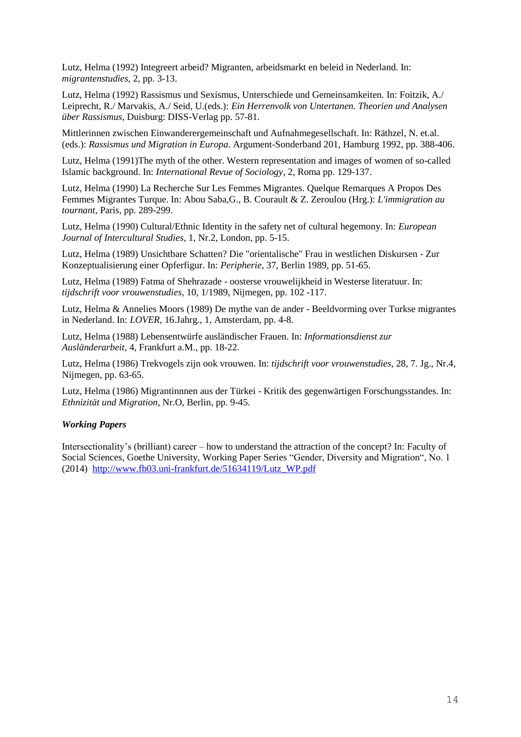Lutz, Helma (1992) Integreert arbeid? Migranten, arbeidsmarkt en beleid in Nederland. In: *migrantenstudies*, 2, pp. 3-13.

Lutz, Helma (1992) Rassismus und Sexismus, Unterschiede und Gemeinsamkeiten. In: Foitzik, A./ Leiprecht, R./ Marvakis, A./ Seid, U.(eds.): *Ein Herrenvolk von Untertanen. Theorien und Analysen über Rassismus*, Duisburg: DISS-Verlag pp. 57-81.

Mittlerinnen zwischen Einwanderergemeinschaft und Aufnahmegesellschaft. In: Räthzel, N. et.al. (eds.): *Rassismus und Migration in Europa*. Argument-Sonderband 201, Hamburg 1992, pp. 388-406.

Lutz, Helma (1991)The myth of the other. Western representation and images of women of so-called Islamic background. In: *International Revue of Sociology*, 2, Roma pp. 129-137.

Lutz, Helma (1990) La Recherche Sur Les Femmes Migrantes. Quelque Remarques A Propos Des Femmes Migrantes Turque. In: Abou Saba,G., B. Courault & Z. Zeroulou (Hrg.): *L'immigration au tournant*, Paris, pp. 289-299.

Lutz, Helma (1990) Cultural/Ethnic Identity in the safety net of cultural hegemony. In: *European Journal of Intercultural Studies*, 1, Nr.2, London, pp. 5-15.

Lutz, Helma (1989) Unsichtbare Schatten? Die "orientalische" Frau in westlichen Diskursen - Zur Konzeptualisierung einer Opferfigur. In: *Peripherie*, 37, Berlin 1989, pp. 51-65.

Lutz, Helma (1989) Fatma of Shehrazade - oosterse vrouwelijkheid in Westerse literatuur. In: *tijdschrift voor vrouwenstudies*, 10, 1/1989, Nijmegen, pp. 102 -117.

Lutz, Helma & Annelies Moors (1989) De mythe van de ander - Beeldvorming over Turkse migrantes in Nederland. In: *LOVER*, 16.Jahrg., 1, Amsterdam, pp. 4-8.

Lutz, Helma (1988) Lebensentwürfe ausländischer Frauen. In: *Informationsdienst zur Ausländerarbeit*, 4, Frankfurt a.M., pp. 18-22.

Lutz, Helma (1986) Trekvogels zijn ook vrouwen. In: *tijdschrift voor vrouwenstudies*, 28, 7. Jg., Nr.4, Nijmegen, pp. 63-65.

Lutz, Helma (1986) Migrantinnnen aus der Türkei - Kritik des gegenwärtigen Forschungsstandes. In: *Ethnizität und Migration*, Nr.O, Berlin, pp. 9-45.

***Working Papers***

Intersectionality's (brilliant) career – how to understand the attraction of the concept? In: Faculty of Social Sciences, Goethe University, Working Paper Series "Gender, Diversity and Migration", No. 1 (2014) http://www.fb03.uni-frankfurt.de/51634119/Lutz_WP.pdf